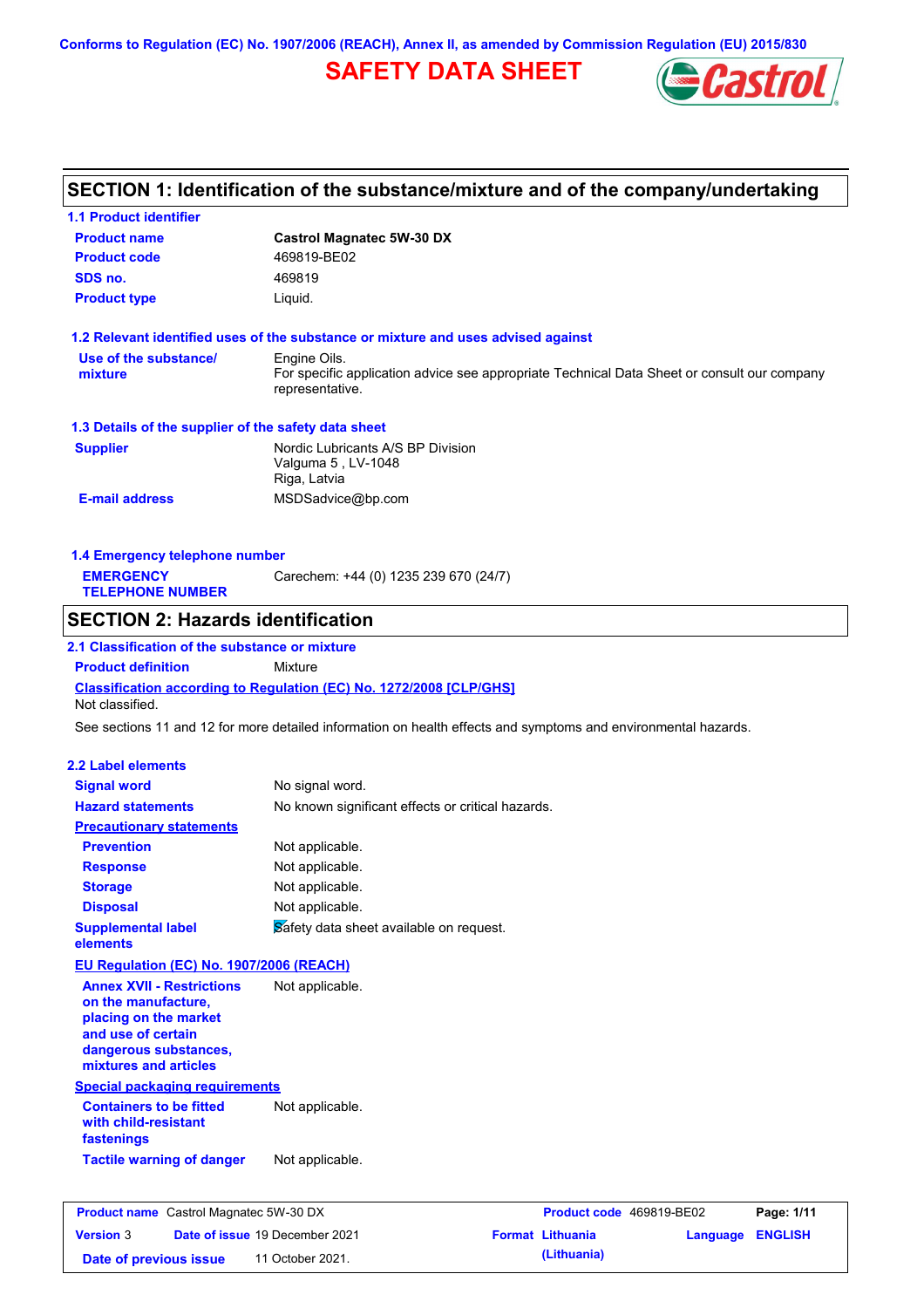Conforms to Regulation (EC) No. 1907/2006 (REACH), Annex II, as amended by Commission Regulation (EU) 2015/830

# SAFETY DATA SHEET

## SECTION 1: Identification of the substance/mixture and of the company/undertaking

### 1.1 Product identifier

| | |
|---|---|
| **Product name** | **Castrol Magnatec 5W-30 DX** |
| **Product code** | 469819-BE02 |
| **SDS no.** | 469819 |
| **Product type** | Liquid. |

### 1.2 Relevant identified uses of the substance or mixture and uses advised against

| | |
|---|---|
| **Use of the substance/ mixture** | Engine Oils. For specific application advice see appropriate Technical Data Sheet or consult our company representative. |

### 1.3 Details of the supplier of the safety data sheet

| | |
|---|---|
| **Supplier** | Nordic Lubricants A/S BP Division Valguma 5 , LV-1048 Riga, Latvia |
| **E-mail address** | MSDSadvice@bp.com |

### 1.4 Emergency telephone number

| | |
|---|---|
| **EMERGENCY TELEPHONE NUMBER** | Carechem: +44 (0) 1235 239 670 (24/7) |

## SECTION 2: Hazards identification

### 2.1 Classification of the substance or mixture

**Product definition** Mixture

**Classification according to Regulation (EC) No. 1272/2008 [CLP/GHS]**

Not classified.

See sections 11 and 12 for more detailed information on health effects and symptoms and environmental hazards.

### 2.2 Label elements

| | |
|---|---|
| **Signal word** | No signal word. |
| **Hazard statements** | No known significant effects or critical hazards. |
| **Precautionary statements** | |
| **Prevention** | Not applicable. |
| **Response** | Not applicable. |
| **Storage** | Not applicable. |
| **Disposal** | Not applicable. |
| **Supplemental label elements** | Safety data sheet available on request. |

**EU Regulation (EC) No. 1907/2006 (REACH)**

| | |
|---|---|
| **Annex XVII - Restrictions on the manufacture, placing on the market and use of certain dangerous substances, mixtures and articles** | Not applicable. |

**Special packaging requirements**

| | |
|---|---|
| **Containers to be fitted with child-resistant fastenings** | Not applicable. |
| **Tactile warning of danger** | Not applicable. |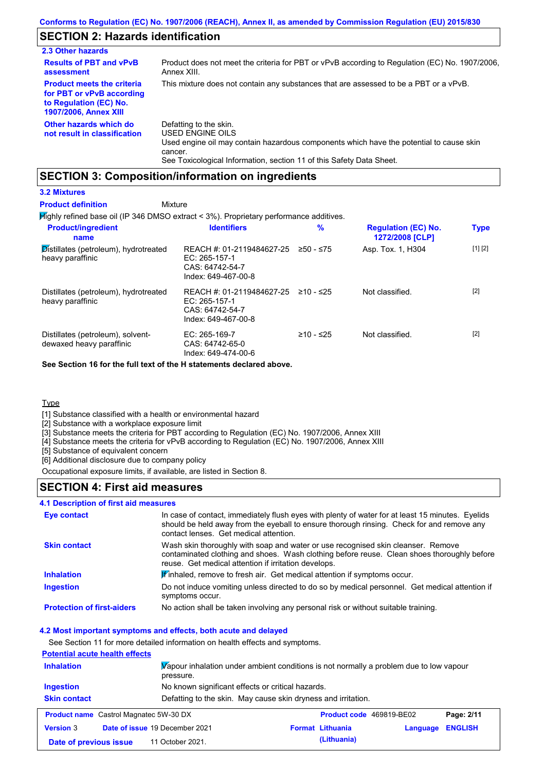Conforms to Regulation (EC) No. 1907/2006 (REACH), Annex II, as amended by Commission Regulation (EU) 2015/830

## SECTION 2: Hazards identification

### 2.3 Other hazards

**Results of PBT and vPvB assessment**
Product does not meet the criteria for PBT or vPvB according to Regulation (EC) No. 1907/2006, Annex XIII.

**Product meets the criteria for PBT or vPvB according to Regulation (EC) No. 1907/2006, Annex XIII**
This mixture does not contain any substances that are assessed to be a PBT or a vPvB.

**Other hazards which do not result in classification**
Defatting to the skin.
USED ENGINE OILS
Used engine oil may contain hazardous components which have the potential to cause skin cancer.
See Toxicological Information, section 11 of this Safety Data Sheet.

## SECTION 3: Composition/information on ingredients

### 3.2 Mixtures

**Product definition** Mixture

Highly refined base oil (IP 346 DMSO extract < 3%). Proprietary performance additives.

| Product/ingredient name | Identifiers | % | Regulation (EC) No. 1272/2008 [CLP] | Type |
|---|---|---|---|---|
| Distillates (petroleum), hydrotreated heavy paraffinic | REACH #: 01-2119484627-25<br>EC: 265-157-1<br>CAS: 64742-54-7<br>Index: 649-467-00-8 | ≥50 - ≤75 | Asp. Tox. 1, H304 | [1] [2] |
| Distillates (petroleum), hydrotreated heavy paraffinic | REACH #: 01-2119484627-25<br>EC: 265-157-1<br>CAS: 64742-54-7<br>Index: 649-467-00-8 | ≥10 - ≤25 | Not classified. | [2] |
| Distillates (petroleum), solvent-dewaxed heavy paraffinic | EC: 265-169-7<br>CAS: 64742-65-0<br>Index: 649-474-00-6 | ≥10 - ≤25 | Not classified. | [2] |

**See Section 16 for the full text of the H statements declared above.**

Type
[1] Substance classified with a health or environmental hazard
[2] Substance with a workplace exposure limit
[3] Substance meets the criteria for PBT according to Regulation (EC) No. 1907/2006, Annex XIII
[4] Substance meets the criteria for vPvB according to Regulation (EC) No. 1907/2006, Annex XIII
[5] Substance of equivalent concern
[6] Additional disclosure due to company policy

Occupational exposure limits, if available, are listed in Section 8.

## SECTION 4: First aid measures

### 4.1 Description of first aid measures

**Eye contact**
In case of contact, immediately flush eyes with plenty of water for at least 15 minutes. Eyelids should be held away from the eyeball to ensure thorough rinsing. Check for and remove any contact lenses. Get medical attention.

**Skin contact**
Wash skin thoroughly with soap and water or use recognised skin cleanser. Remove contaminated clothing and shoes. Wash clothing before reuse. Clean shoes thoroughly before reuse. Get medical attention if irritation develops.

**Inhalation**
If inhaled, remove to fresh air. Get medical attention if symptoms occur.

**Ingestion**
Do not induce vomiting unless directed to do so by medical personnel. Get medical attention if symptoms occur.

**Protection of first-aiders**
No action shall be taken involving any personal risk or without suitable training.

### 4.2 Most important symptoms and effects, both acute and delayed

See Section 11 for more detailed information on health effects and symptoms.

**Potential acute health effects**

**Inhalation**
Vapour inhalation under ambient conditions is not normally a problem due to low vapour pressure.

**Ingestion**
No known significant effects or critical hazards.

**Skin contact**
Defatting to the skin. May cause skin dryness and irritation.

| Product name | Castrol Magnatec 5W-30 DX | Product code | 469819-BE02 | Page: 2/11 |
|---|---|---|---|---|
| Version 3 | Date of issue 19 December 2021 | Format | Lithuania (Lithuania) | Language ENGLISH |
| Date of previous issue | 11 October 2021. | | | |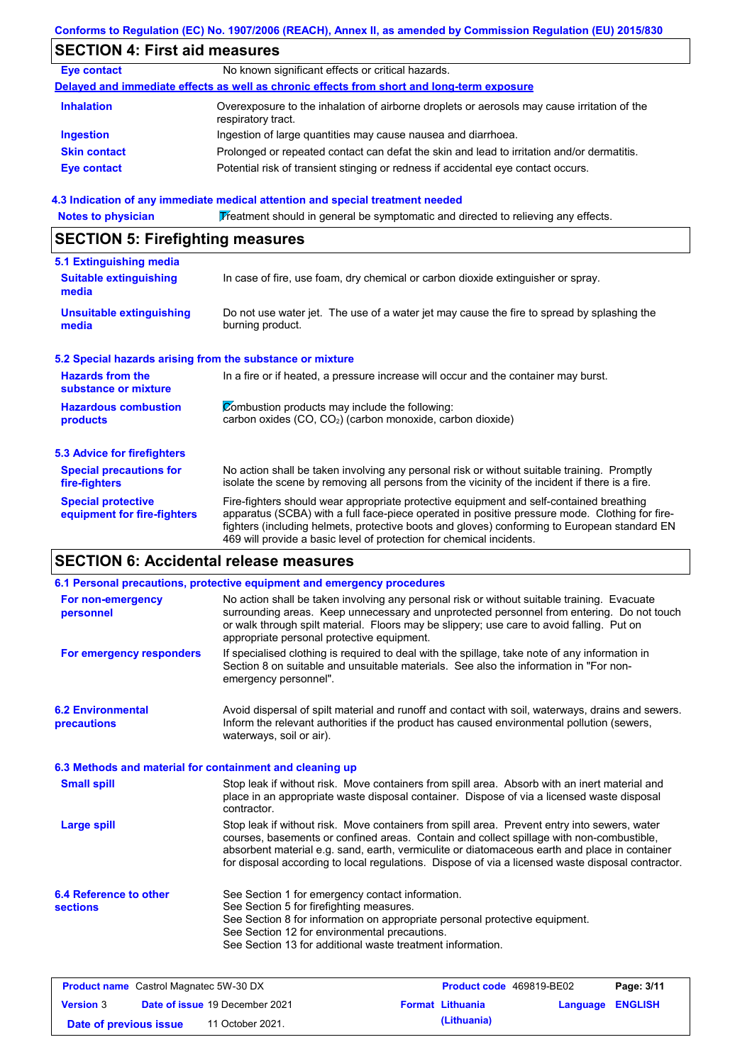## SECTION 4: First aid measures

| | |
|---|---|
| **Eye contact** | No known significant effects or critical hazards. |

**Delayed and immediate effects as well as chronic effects from short and long-term exposure**

| | |
|---|---|
| **Inhalation** | Overexposure to the inhalation of airborne droplets or aerosols may cause irritation of the respiratory tract. |
| **Ingestion** | Ingestion of large quantities may cause nausea and diarrhoea. |
| **Skin contact** | Prolonged or repeated contact can defat the skin and lead to irritation and/or dermatitis. |
| **Eye contact** | Potential risk of transient stinging or redness if accidental eye contact occurs. |

### 4.3 Indication of any immediate medical attention and special treatment needed

| | |
|---|---|
| **Notes to physician** | Treatment should in general be symptomatic and directed to relieving any effects. |

## SECTION 5: Firefighting measures

### 5.1 Extinguishing media

| | |
|---|---|
| **Suitable extinguishing media** | In case of fire, use foam, dry chemical or carbon dioxide extinguisher or spray. |
| **Unsuitable extinguishing media** | Do not use water jet. The use of a water jet may cause the fire to spread by splashing the burning product. |

### 5.2 Special hazards arising from the substance or mixture

| | |
|---|---|
| **Hazards from the substance or mixture** | In a fire or if heated, a pressure increase will occur and the container may burst. |
| **Hazardous combustion products** | Combustion products may include the following: carbon oxides (CO, $CO_2$) (carbon monoxide, carbon dioxide) |

### 5.3 Advice for firefighters

| | |
|---|---|
| **Special precautions for fire-fighters** | No action shall be taken involving any personal risk or without suitable training. Promptly isolate the scene by removing all persons from the vicinity of the incident if there is a fire. |
| **Special protective equipment for fire-fighters** | Fire-fighters should wear appropriate protective equipment and self-contained breathing apparatus (SCBA) with a full face-piece operated in positive pressure mode. Clothing for fire-fighters (including helmets, protective boots and gloves) conforming to European standard EN 469 will provide a basic level of protection for chemical incidents. |

## SECTION 6: Accidental release measures

### 6.1 Personal precautions, protective equipment and emergency procedures

| | |
|---|---|
| **For non-emergency personnel** | No action shall be taken involving any personal risk or without suitable training. Evacuate surrounding areas. Keep unnecessary and unprotected personnel from entering. Do not touch or walk through spilt material. Floors may be slippery; use care to avoid falling. Put on appropriate personal protective equipment. |
| **For emergency responders** | If specialised clothing is required to deal with the spillage, take note of any information in Section 8 on suitable and unsuitable materials. See also the information in "For non-emergency personnel". |

| | |
|---|---|
| **6.2 Environmental precautions** | Avoid dispersal of spilt material and runoff and contact with soil, waterways, drains and sewers. Inform the relevant authorities if the product has caused environmental pollution (sewers, waterways, soil or air). |

### 6.3 Methods and material for containment and cleaning up

| | |
|---|---|
| **Small spill** | Stop leak if without risk. Move containers from spill area. Absorb with an inert material and place in an appropriate waste disposal container. Dispose of via a licensed waste disposal contractor. |
| **Large spill** | Stop leak if without risk. Move containers from spill area. Prevent entry into sewers, water courses, basements or confined areas. Contain and collect spillage with non-combustible, absorbent material e.g. sand, earth, vermiculite or diatomaceous earth and place in container for disposal according to local regulations. Dispose of via a licensed waste disposal contractor. |

| | |
|---|---|
| **6.4 Reference to other sections** | See Section 1 for emergency contact information.<br>See Section 5 for firefighting measures.<br>See Section 8 for information on appropriate personal protective equipment.<br>See Section 12 for environmental precautions.<br>See Section 13 for additional waste treatment information. |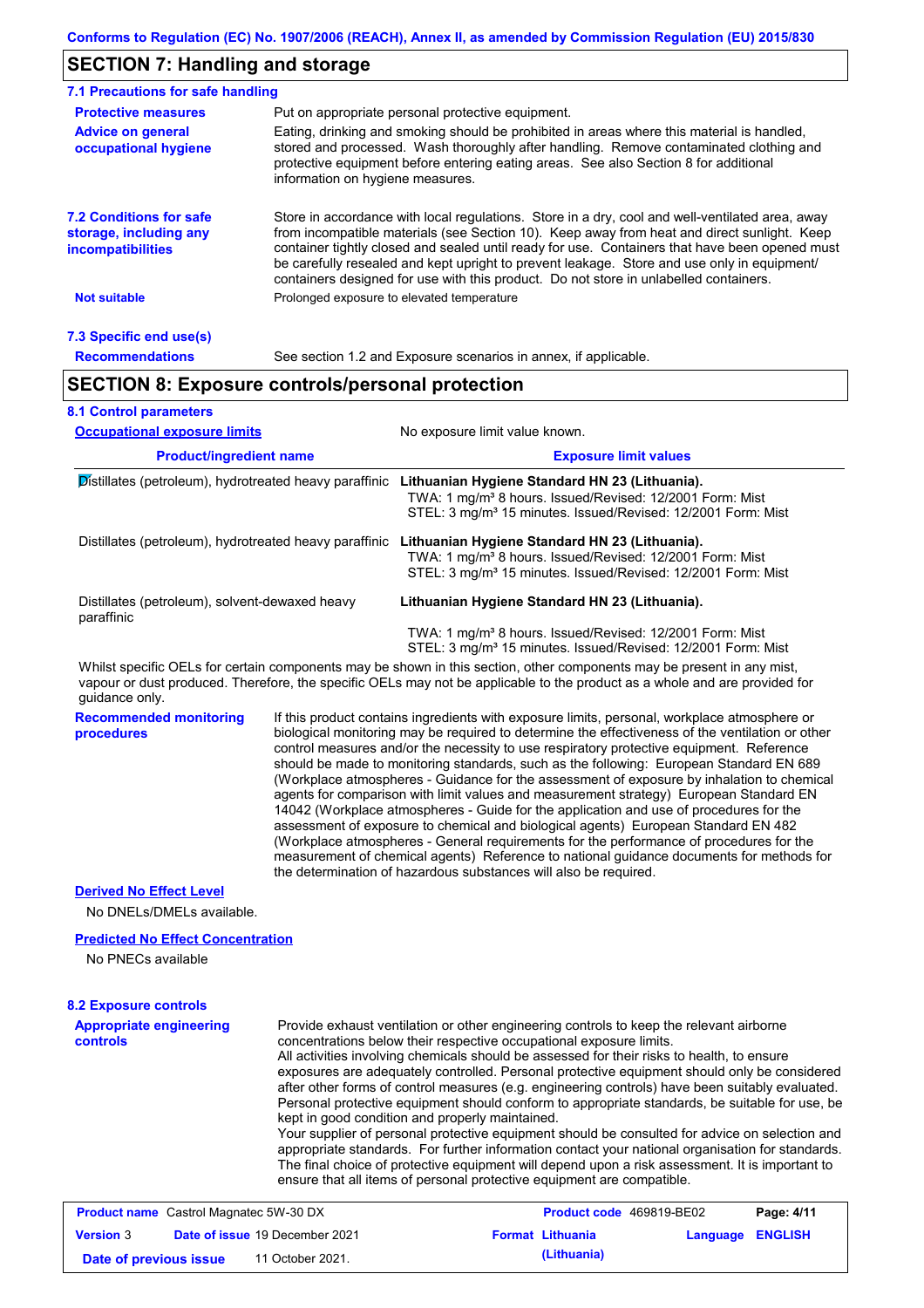## SECTION 7: Handling and storage

### 7.1 Precautions for safe handling

**Protective measures**
Put on appropriate personal protective equipment.

**Advice on general occupational hygiene**
Eating, drinking and smoking should be prohibited in areas where this material is handled, stored and processed. Wash thoroughly after handling. Remove contaminated clothing and protective equipment before entering eating areas. See also Section 8 for additional information on hygiene measures.

### 7.2 Conditions for safe storage, including any incompatibilities

Store in accordance with local regulations. Store in a dry, cool and well-ventilated area, away from incompatible materials (see Section 10). Keep away from heat and direct sunlight. Keep container tightly closed and sealed until ready for use. Containers that have been opened must be carefully resealed and kept upright to prevent leakage. Store and use only in equipment/ containers designed for use with this product. Do not store in unlabelled containers.

**Not suitable**
Prolonged exposure to elevated temperature

### 7.3 Specific end use(s)

**Recommendations**
See section 1.2 and Exposure scenarios in annex, if applicable.

## SECTION 8: Exposure controls/personal protection

### 8.1 Control parameters

**Occupational exposure limits**
No exposure limit value known.

| Product/ingredient name | Exposure limit values |
|---|---|
| Distillates (petroleum), hydrotreated heavy paraffinic | **Lithuanian Hygiene Standard HN 23 (Lithuania).**<br>TWA: 1 mg/m³ 8 hours. Issued/Revised: 12/2001 Form: Mist<br>STEL: 3 mg/m³ 15 minutes. Issued/Revised: 12/2001 Form: Mist |
| Distillates (petroleum), hydrotreated heavy paraffinic | **Lithuanian Hygiene Standard HN 23 (Lithuania).**<br>TWA: 1 mg/m³ 8 hours. Issued/Revised: 12/2001 Form: Mist<br>STEL: 3 mg/m³ 15 minutes. Issued/Revised: 12/2001 Form: Mist |
| Distillates (petroleum), solvent-dewaxed heavy paraffinic | **Lithuanian Hygiene Standard HN 23 (Lithuania).**<br>TWA: 1 mg/m³ 8 hours. Issued/Revised: 12/2001 Form: Mist<br>STEL: 3 mg/m³ 15 minutes. Issued/Revised: 12/2001 Form: Mist |

Whilst specific OELs for certain components may be shown in this section, other components may be present in any mist, vapour or dust produced. Therefore, the specific OELs may not be applicable to the product as a whole and are provided for guidance only.

**Recommended monitoring procedures**
If this product contains ingredients with exposure limits, personal, workplace atmosphere or biological monitoring may be required to determine the effectiveness of the ventilation or other control measures and/or the necessity to use respiratory protective equipment. Reference should be made to monitoring standards, such as the following: European Standard EN 689 (Workplace atmospheres - Guidance for the assessment of exposure by inhalation to chemical agents for comparison with limit values and measurement strategy) European Standard EN 14042 (Workplace atmospheres - Guide for the application and use of procedures for the assessment of exposure to chemical and biological agents) European Standard EN 482 (Workplace atmospheres - General requirements for the performance of procedures for the measurement of chemical agents) Reference to national guidance documents for methods for the determination of hazardous substances will also be required.

**Derived No Effect Level**

No DNELs/DMELs available.

**Predicted No Effect Concentration**

No PNECs available

### 8.2 Exposure controls

**Appropriate engineering controls**
Provide exhaust ventilation or other engineering controls to keep the relevant airborne concentrations below their respective occupational exposure limits.
All activities involving chemicals should be assessed for their risks to health, to ensure exposures are adequately controlled. Personal protective equipment should only be considered after other forms of control measures (e.g. engineering controls) have been suitably evaluated. Personal protective equipment should conform to appropriate standards, be suitable for use, be kept in good condition and properly maintained.
Your supplier of personal protective equipment should be consulted for advice on selection and appropriate standards. For further information contact your national organisation for standards. The final choice of protective equipment will depend upon a risk assessment. It is important to ensure that all items of personal protective equipment are compatible.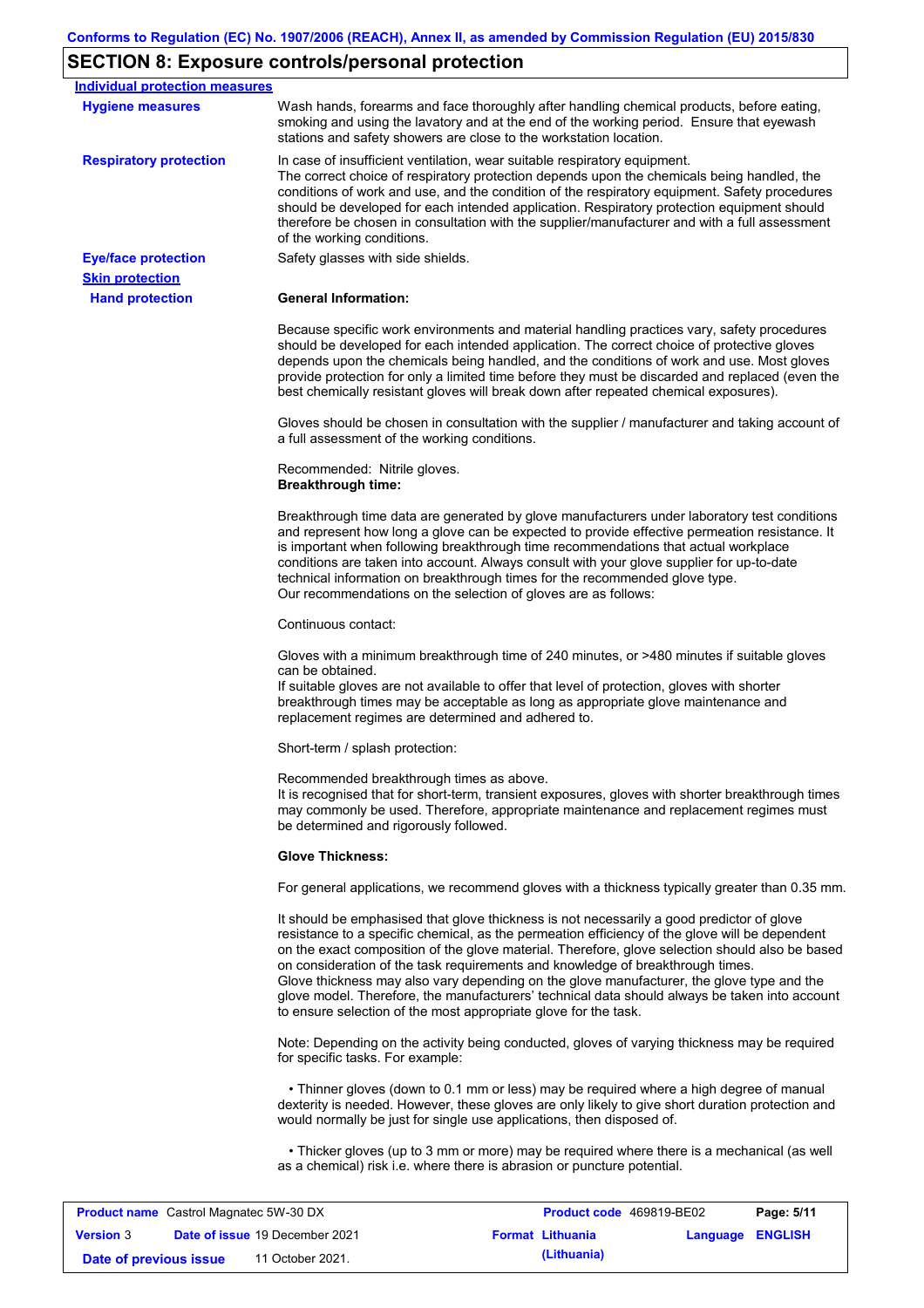## SECTION 8: Exposure controls/personal protection

**Individual protection measures**

**Hygiene measures**

Wash hands, forearms and face thoroughly after handling chemical products, before eating, smoking and using the lavatory and at the end of the working period. Ensure that eyewash stations and safety showers are close to the workstation location.

**Respiratory protection**

In case of insufficient ventilation, wear suitable respiratory equipment.
The correct choice of respiratory protection depends upon the chemicals being handled, the conditions of work and use, and the condition of the respiratory equipment. Safety procedures should be developed for each intended application. Respiratory protection equipment should therefore be chosen in consultation with the supplier/manufacturer and with a full assessment of the working conditions.

**Eye/face protection**

Safety glasses with side shields.

**Skin protection**

**Hand protection**

**General Information:**

Because specific work environments and material handling practices vary, safety procedures should be developed for each intended application. The correct choice of protective gloves depends upon the chemicals being handled, and the conditions of work and use. Most gloves provide protection for only a limited time before they must be discarded and replaced (even the best chemically resistant gloves will break down after repeated chemical exposures).

Gloves should be chosen in consultation with the supplier / manufacturer and taking account of a full assessment of the working conditions.

Recommended: Nitrile gloves.
**Breakthrough time:**

Breakthrough time data are generated by glove manufacturers under laboratory test conditions and represent how long a glove can be expected to provide effective permeation resistance. It is important when following breakthrough time recommendations that actual workplace conditions are taken into account. Always consult with your glove supplier for up-to-date technical information on breakthrough times for the recommended glove type.
Our recommendations on the selection of gloves are as follows:

Continuous contact:

Gloves with a minimum breakthrough time of 240 minutes, or >480 minutes if suitable gloves can be obtained.
If suitable gloves are not available to offer that level of protection, gloves with shorter breakthrough times may be acceptable as long as appropriate glove maintenance and replacement regimes are determined and adhered to.

Short-term / splash protection:

Recommended breakthrough times as above.
It is recognised that for short-term, transient exposures, gloves with shorter breakthrough times may commonly be used. Therefore, appropriate maintenance and replacement regimes must be determined and rigorously followed.

**Glove Thickness:**

For general applications, we recommend gloves with a thickness typically greater than 0.35 mm.

It should be emphasised that glove thickness is not necessarily a good predictor of glove resistance to a specific chemical, as the permeation efficiency of the glove will be dependent on the exact composition of the glove material. Therefore, glove selection should also be based on consideration of the task requirements and knowledge of breakthrough times.
Glove thickness may also vary depending on the glove manufacturer, the glove type and the glove model. Therefore, the manufacturers' technical data should always be taken into account to ensure selection of the most appropriate glove for the task.

Note: Depending on the activity being conducted, gloves of varying thickness may be required for specific tasks. For example:

• Thinner gloves (down to 0.1 mm or less) may be required where a high degree of manual dexterity is needed. However, these gloves are only likely to give short duration protection and would normally be just for single use applications, then disposed of.

• Thicker gloves (up to 3 mm or more) may be required where there is a mechanical (as well as a chemical) risk i.e. where there is abrasion or puncture potential.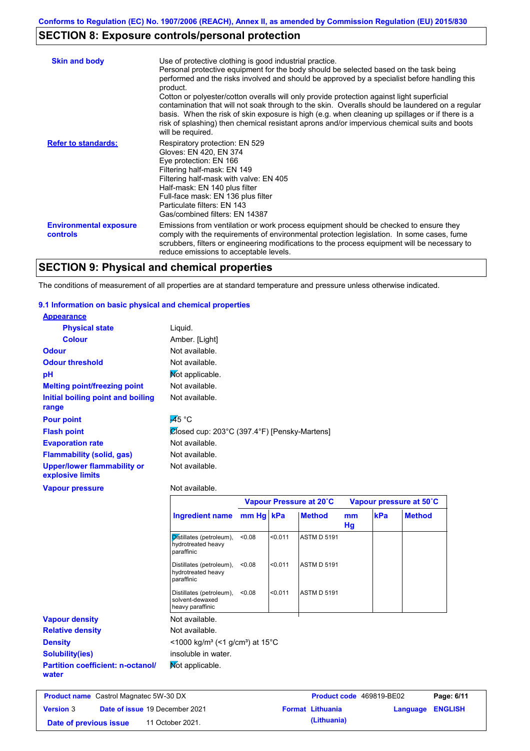## SECTION 8: Exposure controls/personal protection

**Skin and body**

Use of protective clothing is good industrial practice.
Personal protective equipment for the body should be selected based on the task being performed and the risks involved and should be approved by a specialist before handling this product.
Cotton or polyester/cotton overalls will only provide protection against light superficial contamination that will not soak through to the skin. Overalls should be laundered on a regular basis. When the risk of skin exposure is high (e.g. when cleaning up spillages or if there is a risk of splashing) then chemical resistant aprons and/or impervious chemical suits and boots will be required.

**Refer to standards:**

Respiratory protection: EN 529
Gloves: EN 420, EN 374
Eye protection: EN 166
Filtering half-mask: EN 149
Filtering half-mask with valve: EN 405
Half-mask: EN 140 plus filter
Full-face mask: EN 136 plus filter
Particulate filters: EN 143
Gas/combined filters: EN 14387

**Environmental exposure controls**

Emissions from ventilation or work process equipment should be checked to ensure they comply with the requirements of environmental protection legislation. In some cases, fume scrubbers, filters or engineering modifications to the process equipment will be necessary to reduce emissions to acceptable levels.

## SECTION 9: Physical and chemical properties

The conditions of measurement of all properties are at standard temperature and pressure unless otherwise indicated.

### 9.1 Information on basic physical and chemical properties

**Appearance**

- **Physical state**: Liquid.
- **Colour**: Amber. [Light]
- **Odour**: Not available.
- **Odour threshold**: Not available.
- **pH**: Not applicable.
- **Melting point/freezing point**: Not available.
- **Initial boiling point and boiling range**: Not available.
- **Pour point**: -45 °C
- **Flash point**: Closed cup: 203°C (397.4°F) [Pensky-Martens]
- **Evaporation rate**: Not available.
- **Flammability (solid, gas)**: Not available.
- **Upper/lower flammability or explosive limits**: Not available.
- **Vapour pressure**: Not available.

| Ingredient name | Vapour Pressure at 20˚C | | | Vapour pressure at 50˚C | | |
|---|---|---|---|---|---|---|
| | mm Hg | kPa | Method | mm Hg | kPa | Method |
| Distillates (petroleum), hydrotreated heavy paraffinic | <0.08 | <0.011 | ASTM D 5191 | | | |
| Distillates (petroleum), hydrotreated heavy paraffinic | <0.08 | <0.011 | ASTM D 5191 | | | |
| Distillates (petroleum), solvent-dewaxed heavy paraffinic | <0.08 | <0.011 | ASTM D 5191 | | | |

- **Vapour density**: Not available.
- **Relative density**: Not available.
- **Density**: <1000 kg/m³ (<1 g/cm³) at 15°C
- **Solubility(ies)**: insoluble in water.
- **Partition coefficient: n-octanol/water**: Not applicable.

| Product name | Castrol Magnatec 5W-30 DX | Product code | 469819-BE02 |
|---|---|---|---|
| Version | 3 | Date of issue | 19 December 2021 |
| Format | Lithuania (Lithuania) | Language | ENGLISH |
| Date of previous issue | 11 October 2021. | | |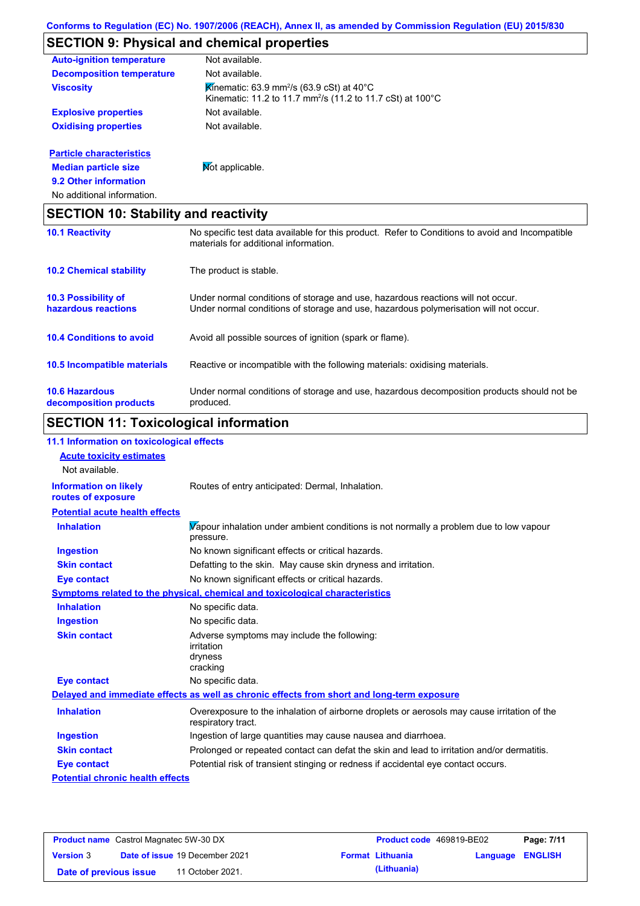Conforms to Regulation (EC) No. 1907/2006 (REACH), Annex II, as amended by Commission Regulation (EU) 2015/830

## SECTION 9: Physical and chemical properties

| | |
|---|---|
| **Auto-ignition temperature** | Not available. |
| **Decomposition temperature** | Not available. |
| **Viscosity** | Kinematic: 63.9 $mm^2/s$ (63.9 cSt) at 40°C<br>Kinematic: 11.2 to 11.7 $mm^2/s$ (11.2 to 11.7 cSt) at 100°C |
| **Explosive properties** | Not available. |
| **Oxidising properties** | Not available. |

**Particle characteristics**

| | |
|---|---|
| **Median particle size** | Not applicable. |

**9.2 Other information**

No additional information.

## SECTION 10: Stability and reactivity

| | |
|---|---|
| **10.1 Reactivity** | No specific test data available for this product. Refer to Conditions to avoid and Incompatible materials for additional information. |
| **10.2 Chemical stability** | The product is stable. |
| **10.3 Possibility of hazardous reactions** | Under normal conditions of storage and use, hazardous reactions will not occur.<br>Under normal conditions of storage and use, hazardous polymerisation will not occur. |
| **10.4 Conditions to avoid** | Avoid all possible sources of ignition (spark or flame). |
| **10.5 Incompatible materials** | Reactive or incompatible with the following materials: oxidising materials. |
| **10.6 Hazardous decomposition products** | Under normal conditions of storage and use, hazardous decomposition products should not be produced. |

## SECTION 11: Toxicological information

**11.1 Information on toxicological effects**

**Acute toxicity estimates**

Not available.

| | |
|---|---|
| **Information on likely routes of exposure** | Routes of entry anticipated: Dermal, Inhalation. |

**Potential acute health effects**

| | |
|---|---|
| **Inhalation** | Vapour inhalation under ambient conditions is not normally a problem due to low vapour pressure. |
| **Ingestion** | No known significant effects or critical hazards. |
| **Skin contact** | Defatting to the skin. May cause skin dryness and irritation. |
| **Eye contact** | No known significant effects or critical hazards. |

**Symptoms related to the physical, chemical and toxicological characteristics**

| | |
|---|---|
| **Inhalation** | No specific data. |
| **Ingestion** | No specific data. |
| **Skin contact** | Adverse symptoms may include the following:<br>irritation<br>dryness<br>cracking |
| **Eye contact** | No specific data. |

**Delayed and immediate effects as well as chronic effects from short and long-term exposure**

| | |
|---|---|
| **Inhalation** | Overexposure to the inhalation of airborne droplets or aerosols may cause irritation of the respiratory tract. |
| **Ingestion** | Ingestion of large quantities may cause nausea and diarrhoea. |
| **Skin contact** | Prolonged or repeated contact can defat the skin and lead to irritation and/or dermatitis. |
| **Eye contact** | Potential risk of transient stinging or redness if accidental eye contact occurs. |

**Potential chronic health effects**

| | | | |
|---|---|---|---|
| **Product name** Castrol Magnatec 5W-30 DX | | **Product code** 469819-BE02 | |
| **Version** 3 | **Date of issue** 19 December 2021 | **Format** Lithuania (Lithuania) | **Language** ENGLISH |
| **Date of previous issue** | 11 October 2021. | | |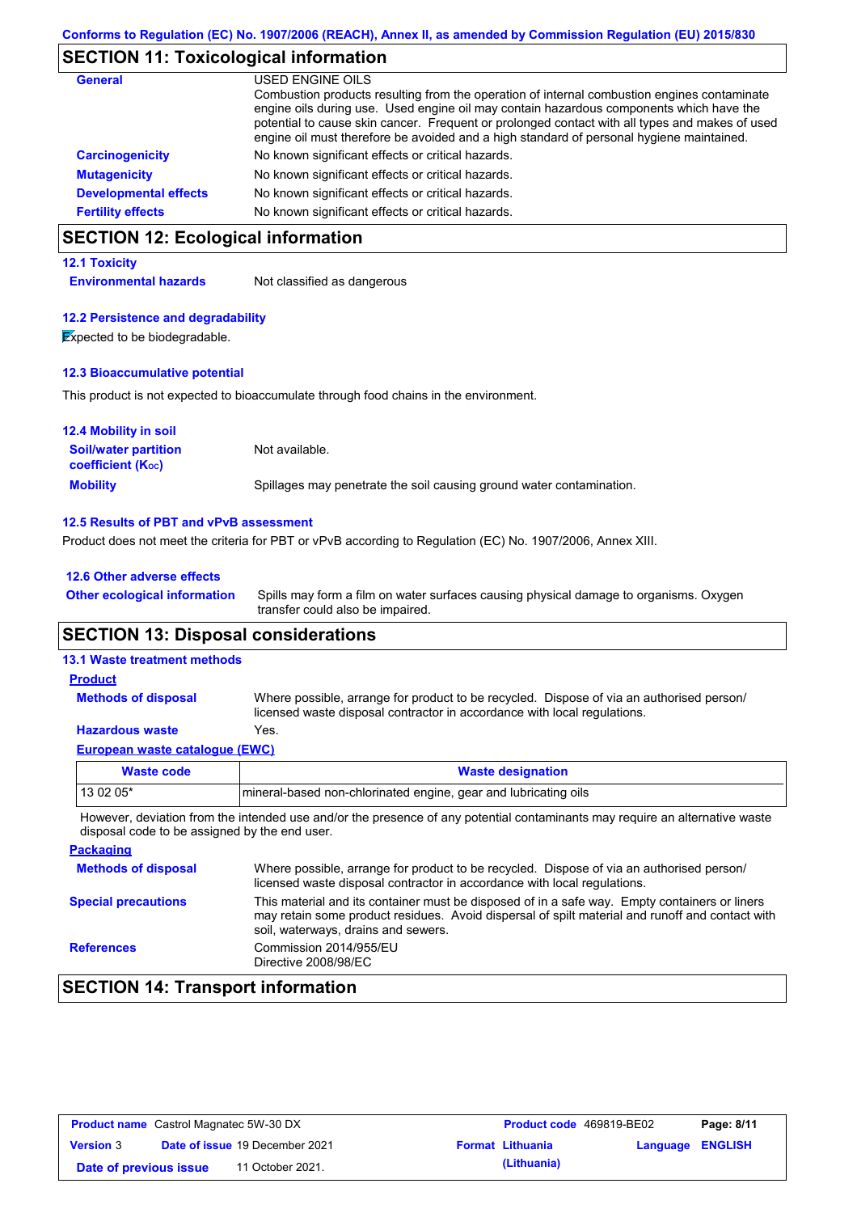Conforms to Regulation (EC) No. 1907/2006 (REACH), Annex II, as amended by Commission Regulation (EU) 2015/830

## SECTION 11: Toxicological information

**General**

USED ENGINE OILS
Combustion products resulting from the operation of internal combustion engines contaminate engine oils during use. Used engine oil may contain hazardous components which have the potential to cause skin cancer. Frequent or prolonged contact with all types and makes of used engine oil must therefore be avoided and a high standard of personal hygiene maintained.

**Carcinogenicity**: No known significant effects or critical hazards.

**Mutagenicity**: No known significant effects or critical hazards.

**Developmental effects**: No known significant effects or critical hazards.

**Fertility effects**: No known significant effects or critical hazards.

## SECTION 12: Ecological information

### 12.1 Toxicity

**Environmental hazards**: Not classified as dangerous

### 12.2 Persistence and degradability

Expected to be biodegradable.

### 12.3 Bioaccumulative potential

This product is not expected to bioaccumulate through food chains in the environment.

### 12.4 Mobility in soil

**Soil/water partition coefficient ($K_{OC}$)**: Not available.

**Mobility**: Spillages may penetrate the soil causing ground water contamination.

### 12.5 Results of PBT and vPvB assessment

Product does not meet the criteria for PBT or vPvB according to Regulation (EC) No. 1907/2006, Annex XIII.

### 12.6 Other adverse effects

**Other ecological information**: Spills may form a film on water surfaces causing physical damage to organisms. Oxygen transfer could also be impaired.

## SECTION 13: Disposal considerations

### 13.1 Waste treatment methods

**Product**

**Methods of disposal**: Where possible, arrange for product to be recycled. Dispose of via an authorised person/ licensed waste disposal contractor in accordance with local regulations.

**Hazardous waste**: Yes.

**European waste catalogue (EWC)**

| Waste code | Waste designation |
|---|---|
| 13 02 05* | mineral-based non-chlorinated engine, gear and lubricating oils |

However, deviation from the intended use and/or the presence of any potential contaminants may require an alternative waste disposal code to be assigned by the end user.

**Packaging**

**Methods of disposal**: Where possible, arrange for product to be recycled. Dispose of via an authorised person/ licensed waste disposal contractor in accordance with local regulations.

**Special precautions**: This material and its container must be disposed of in a safe way. Empty containers or liners may retain some product residues. Avoid dispersal of spilt material and runoff and contact with soil, waterways, drains and sewers.

**References**: Commission 2014/955/EU
Directive 2008/98/EC

## SECTION 14: Transport information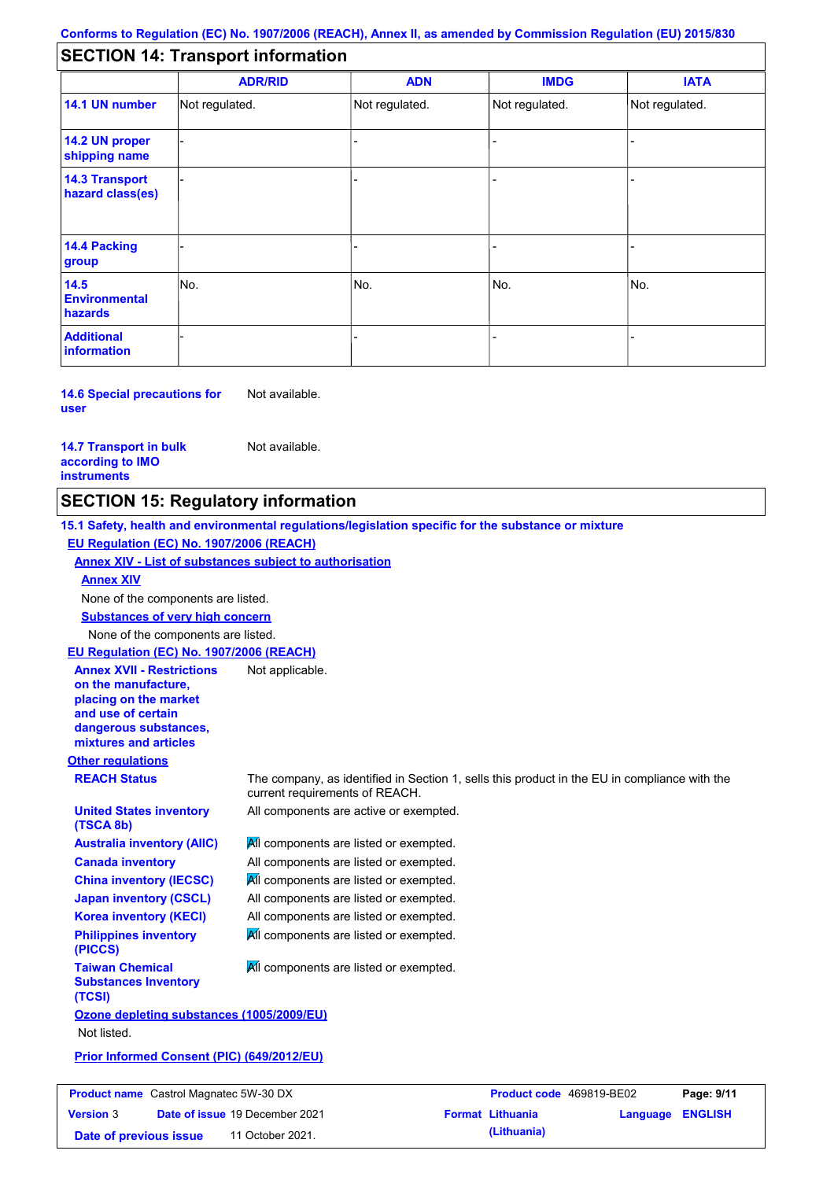Conforms to Regulation (EC) No. 1907/2006 (REACH), Annex II, as amended by Commission Regulation (EU) 2015/830

## SECTION 14: Transport information

| | ADR/RID | ADN | IMDG | IATA |
|---|---|---|---|---|
| **14.1 UN number** | Not regulated. | Not regulated. | Not regulated. | Not regulated. |
| **14.2 UN proper shipping name** | - | - | - | - |
| **14.3 Transport hazard class(es)** | - | - | - | - |
| **14.4 Packing group** | - | - | - | - |
| **14.5 Environmental hazards** | No. | No. | No. | No. |
| **Additional information** | - | - | - | - |

**14.6 Special precautions for user** Not available.

**14.7 Transport in bulk according to IMO instruments** Not available.

## SECTION 15: Regulatory information

**15.1 Safety, health and environmental regulations/legislation specific for the substance or mixture**

**EU Regulation (EC) No. 1907/2006 (REACH)**

**Annex XIV - List of substances subject to authorisation**

**Annex XIV**

None of the components are listed.

**Substances of very high concern**

None of the components are listed.

**EU Regulation (EC) No. 1907/2006 (REACH)**

**Annex XVII - Restrictions on the manufacture, placing on the market and use of certain dangerous substances, mixtures and articles** Not applicable.

**Other regulations**

**REACH Status** The company, as identified in Section 1, sells this product in the EU in compliance with the current requirements of REACH.

**United States inventory (TSCA 8b)** All components are active or exempted.

**Australia inventory (AIIC)** All components are listed or exempted.

**Canada inventory** All components are listed or exempted.

**China inventory (IECSC)** All components are listed or exempted.

**Japan inventory (CSCL)** All components are listed or exempted.

**Korea inventory (KECI)** All components are listed or exempted.

**Philippines inventory (PICCS)** All components are listed or exempted.

**Taiwan Chemical Substances Inventory (TCSI)** All components are listed or exempted.

**Ozone depleting substances (1005/2009/EU)**

Not listed.

**Prior Informed Consent (PIC) (649/2012/EU)**

| **Product name** Castrol Magnatec 5W-30 DX | **Product code** 469819-BE02 | **Page:** 9/11 |
|---|---|---|
| **Version** 3 **Date of issue** 19 December 2021 | **Format** Lithuania (Lithuania) | **Language** ENGLISH |
| **Date of previous issue** 11 October 2021. | | |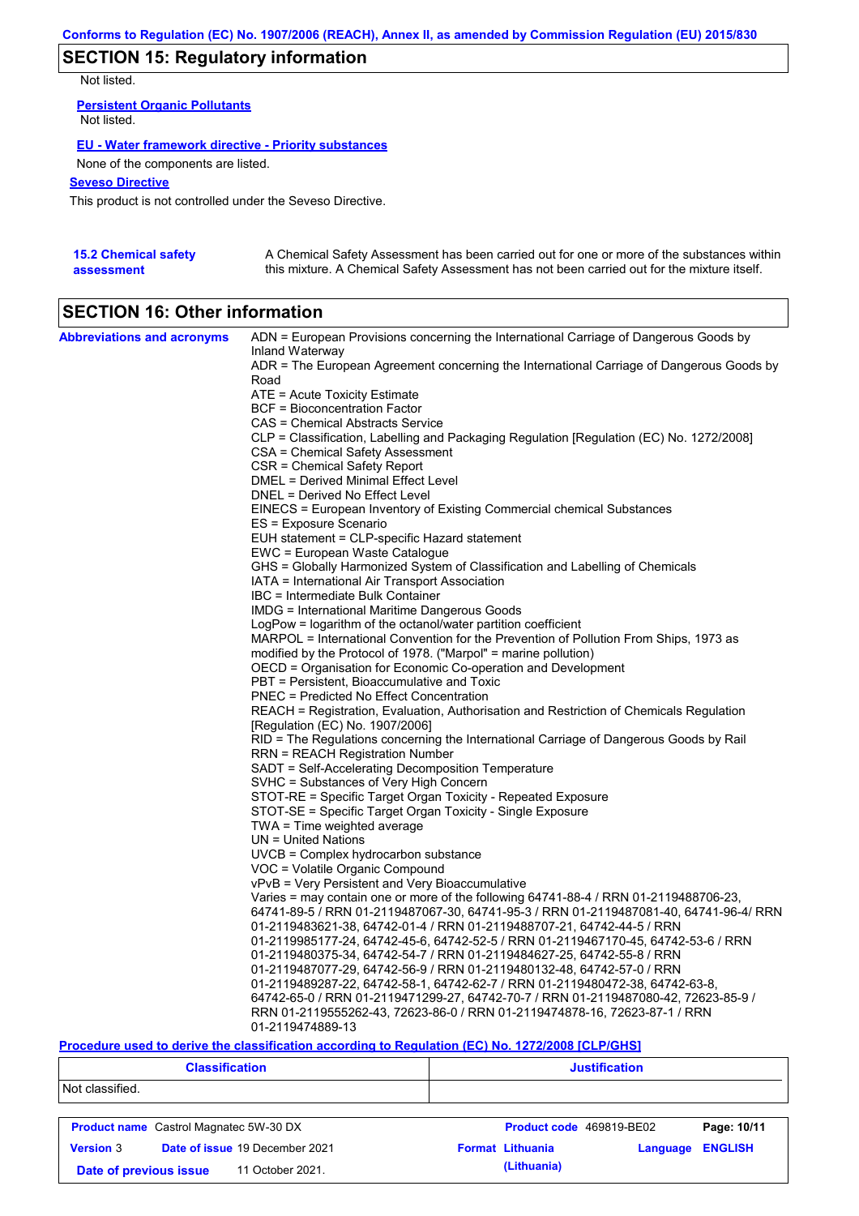## SECTION 15: Regulatory information

Not listed.

**Persistent Organic Pollutants**

Not listed.

**EU - Water framework directive - Priority substances**

None of the components are listed.

**Seveso Directive**

This product is not controlled under the Seveso Directive.

**15.2 Chemical safety assessment**

A Chemical Safety Assessment has been carried out for one or more of the substances within this mixture. A Chemical Safety Assessment has not been carried out for the mixture itself.

## SECTION 16: Other information

**Abbreviations and acronyms**

ADN = European Provisions concerning the International Carriage of Dangerous Goods by Inland Waterway
ADR = The European Agreement concerning the International Carriage of Dangerous Goods by Road
ATE = Acute Toxicity Estimate
BCF = Bioconcentration Factor
CAS = Chemical Abstracts Service
CLP = Classification, Labelling and Packaging Regulation [Regulation (EC) No. 1272/2008]
CSA = Chemical Safety Assessment
CSR = Chemical Safety Report
DMEL = Derived Minimal Effect Level
DNEL = Derived No Effect Level
EINECS = European Inventory of Existing Commercial chemical Substances
ES = Exposure Scenario
EUH statement = CLP-specific Hazard statement
EWC = European Waste Catalogue
GHS = Globally Harmonized System of Classification and Labelling of Chemicals
IATA = International Air Transport Association
IBC = Intermediate Bulk Container
IMDG = International Maritime Dangerous Goods
LogPow = logarithm of the octanol/water partition coefficient
MARPOL = International Convention for the Prevention of Pollution From Ships, 1973 as modified by the Protocol of 1978. ("Marpol" = marine pollution)
OECD = Organisation for Economic Co-operation and Development
PBT = Persistent, Bioaccumulative and Toxic
PNEC = Predicted No Effect Concentration
REACH = Registration, Evaluation, Authorisation and Restriction of Chemicals Regulation [Regulation (EC) No. 1907/2006]
RID = The Regulations concerning the International Carriage of Dangerous Goods by Rail
RRN = REACH Registration Number
SADT = Self-Accelerating Decomposition Temperature
SVHC = Substances of Very High Concern
STOT-RE = Specific Target Organ Toxicity - Repeated Exposure
STOT-SE = Specific Target Organ Toxicity - Single Exposure
TWA = Time weighted average
UN = United Nations
UVCB = Complex hydrocarbon substance
VOC = Volatile Organic Compound
vPvB = Very Persistent and Very Bioaccumulative
Varies = may contain one or more of the following 64741-88-4 / RRN 01-2119488706-23, 64741-89-5 / RRN 01-2119487067-30, 64741-95-3 / RRN 01-2119487081-40, 64741-96-4/ RRN 01-2119483621-38, 64742-01-4 / RRN 01-2119488707-21, 64742-44-5 / RRN 01-2119985177-24, 64742-45-6, 64742-52-5 / RRN 01-2119467170-45, 64742-53-6 / RRN 01-2119480375-34, 64742-54-7 / RRN 01-2119484627-25, 64742-55-8 / RRN 01-2119487077-29, 64742-56-9 / RRN 01-2119480132-48, 64742-57-0 / RRN 01-2119489287-22, 64742-58-1, 64742-62-7 / RRN 01-2119480472-38, 64742-63-8, 64742-65-0 / RRN 01-2119471299-27, 64742-70-7 / RRN 01-2119487080-42, 72623-85-9 / RRN 01-2119555262-43, 72623-86-0 / RRN 01-2119474878-16, 72623-87-1 / RRN 01-2119474889-13

**Procedure used to derive the classification according to Regulation (EC) No. 1272/2008 [CLP/GHS]**

| Classification | Justification |
|---|---|
| Not classified. | |

| | | | |
|---|---|---|---|
| **Product name** Castrol Magnatec 5W-30 DX | | **Product code** 469819-BE02 | |
| **Version** 3 | **Date of issue** 19 December 2021 | **Format** Lithuania (Lithuania) | **Language** ENGLISH |
| **Date of previous issue** | 11 October 2021. | | |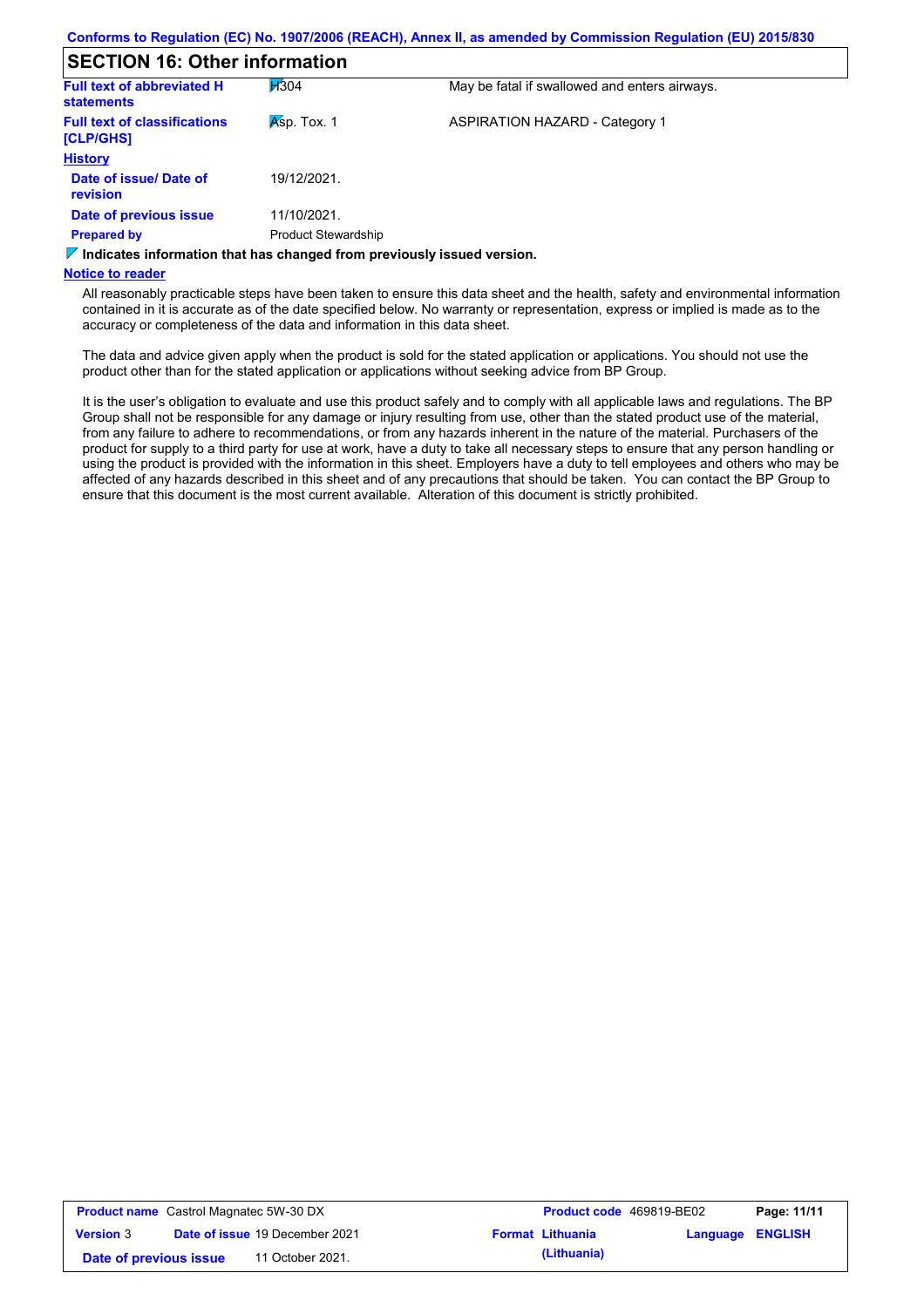## SECTION 16: Other information

| | | |
|---|---|---|
| **Full text of abbreviated H statements** | H304 | May be fatal if swallowed and enters airways. |
| **Full text of classifications [CLP/GHS]** | Asp. Tox. 1 | ASPIRATION HAZARD - Category 1 |

**History**

| | |
|---|---|
| **Date of issue/ Date of revision** | 19/12/2021. |
| **Date of previous issue** | 11/10/2021. |
| **Prepared by** | Product Stewardship |

**Indicates information that has changed from previously issued version.**

**Notice to reader**

All reasonably practicable steps have been taken to ensure this data sheet and the health, safety and environmental information contained in it is accurate as of the date specified below. No warranty or representation, express or implied is made as to the accuracy or completeness of the data and information in this data sheet.

The data and advice given apply when the product is sold for the stated application or applications. You should not use the product other than for the stated application or applications without seeking advice from BP Group.

It is the user's obligation to evaluate and use this product safely and to comply with all applicable laws and regulations. The BP Group shall not be responsible for any damage or injury resulting from use, other than the stated product use of the material, from any failure to adhere to recommendations, or from any hazards inherent in the nature of the material. Purchasers of the product for supply to a third party for use at work, have a duty to take all necessary steps to ensure that any person handling or using the product is provided with the information in this sheet. Employers have a duty to tell employees and others who may be affected of any hazards described in this sheet and of any precautions that should be taken. You can contact the BP Group to ensure that this document is the most current available. Alteration of this document is strictly prohibited.